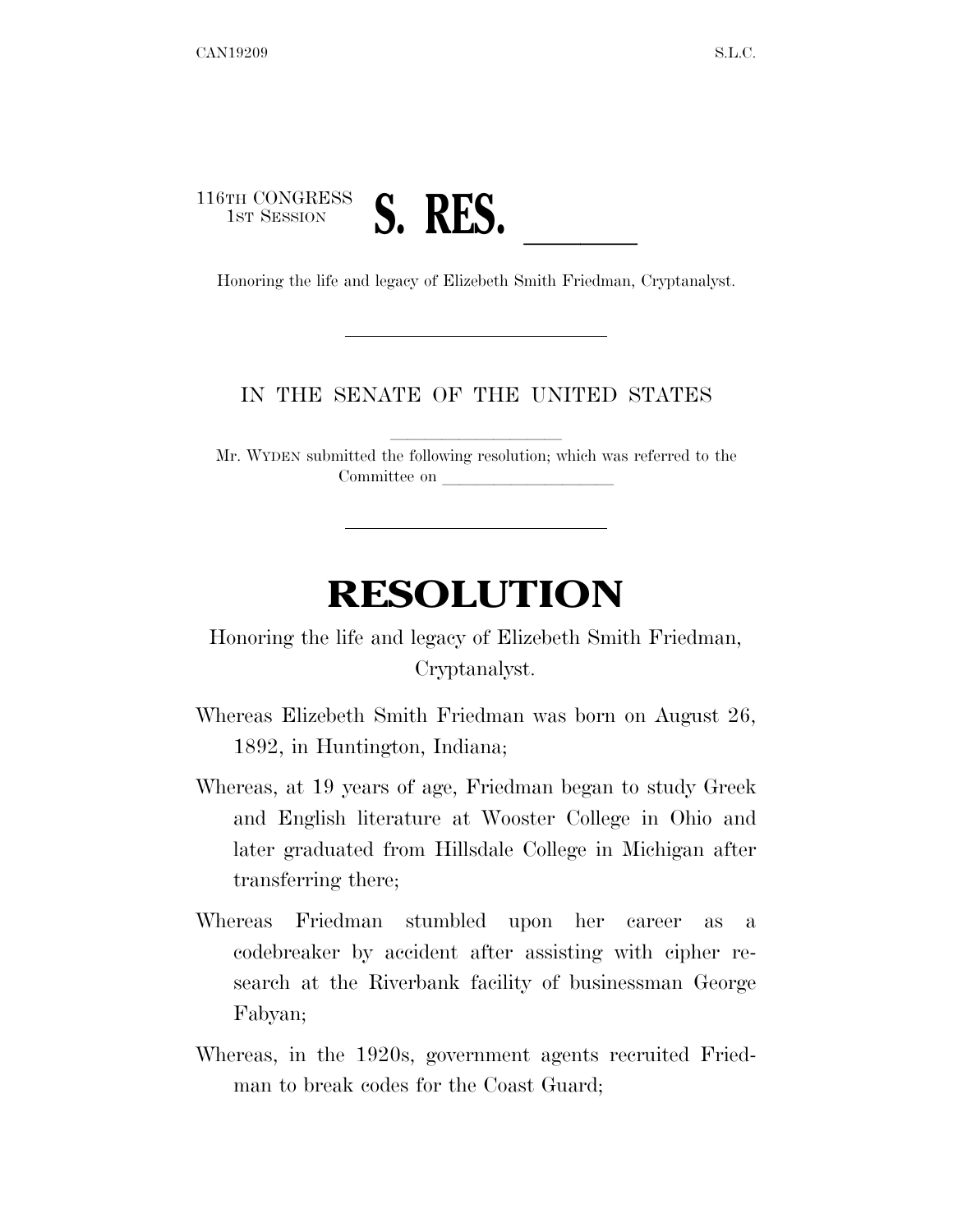116TH CONGRESS
1ST SESSION

# S. RES. \_\_\_\_\_\_

Honoring the life and legacy of Elizebeth Smith Friedman, Cryptanalyst.

IN THE SENATE OF THE UNITED STATES

Mr. WYDEN submitted the following resolution; which was referred to the Committee on \_\_\_\_\_\_\_\_\_\_\_\_\_\_\_\_\_\_\_\_

# RESOLUTION

Honoring the life and legacy of Elizebeth Smith Friedman, Cryptanalyst.

Whereas Elizebeth Smith Friedman was born on August 26, 1892, in Huntington, Indiana;

Whereas, at 19 years of age, Friedman began to study Greek and English literature at Wooster College in Ohio and later graduated from Hillsdale College in Michigan after transferring there;

Whereas Friedman stumbled upon her career as a codebreaker by accident after assisting with cipher research at the Riverbank facility of businessman George Fabyan;

Whereas, in the 1920s, government agents recruited Friedman to break codes for the Coast Guard;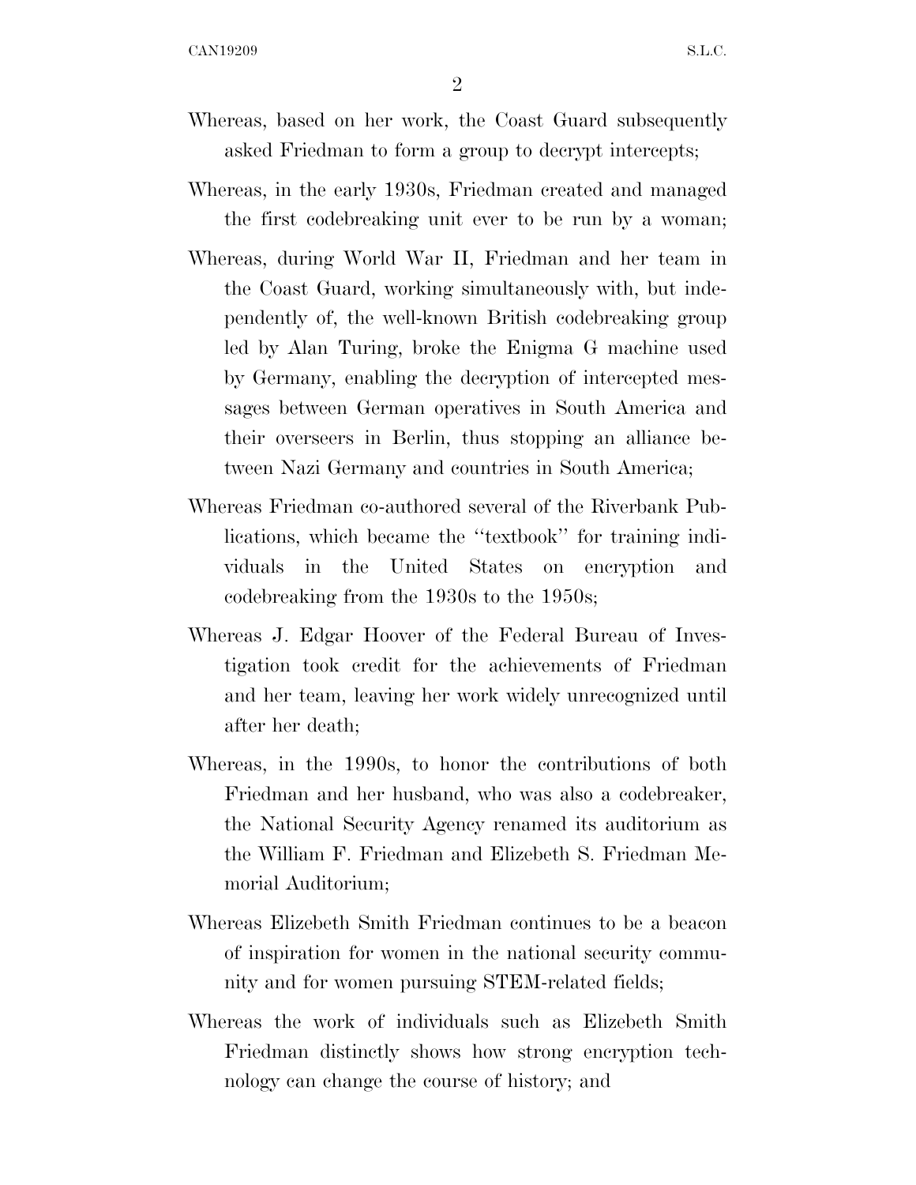Whereas, based on her work, the Coast Guard subsequently asked Friedman to form a group to decrypt intercepts;

Whereas, in the early 1930s, Friedman created and managed the first codebreaking unit ever to be run by a woman;

Whereas, during World War II, Friedman and her team in the Coast Guard, working simultaneously with, but independently of, the well-known British codebreaking group led by Alan Turing, broke the Enigma G machine used by Germany, enabling the decryption of intercepted messages between German operatives in South America and their overseers in Berlin, thus stopping an alliance between Nazi Germany and countries in South America;

Whereas Friedman co-authored several of the Riverbank Publications, which became the ''textbook'' for training individuals in the United States on encryption and codebreaking from the 1930s to the 1950s;

Whereas J. Edgar Hoover of the Federal Bureau of Investigation took credit for the achievements of Friedman and her team, leaving her work widely unrecognized until after her death;

Whereas, in the 1990s, to honor the contributions of both Friedman and her husband, who was also a codebreaker, the National Security Agency renamed its auditorium as the William F. Friedman and Elizebeth S. Friedman Memorial Auditorium;

Whereas Elizebeth Smith Friedman continues to be a beacon of inspiration for women in the national security community and for women pursuing STEM-related fields;

Whereas the work of individuals such as Elizebeth Smith Friedman distinctly shows how strong encryption technology can change the course of history; and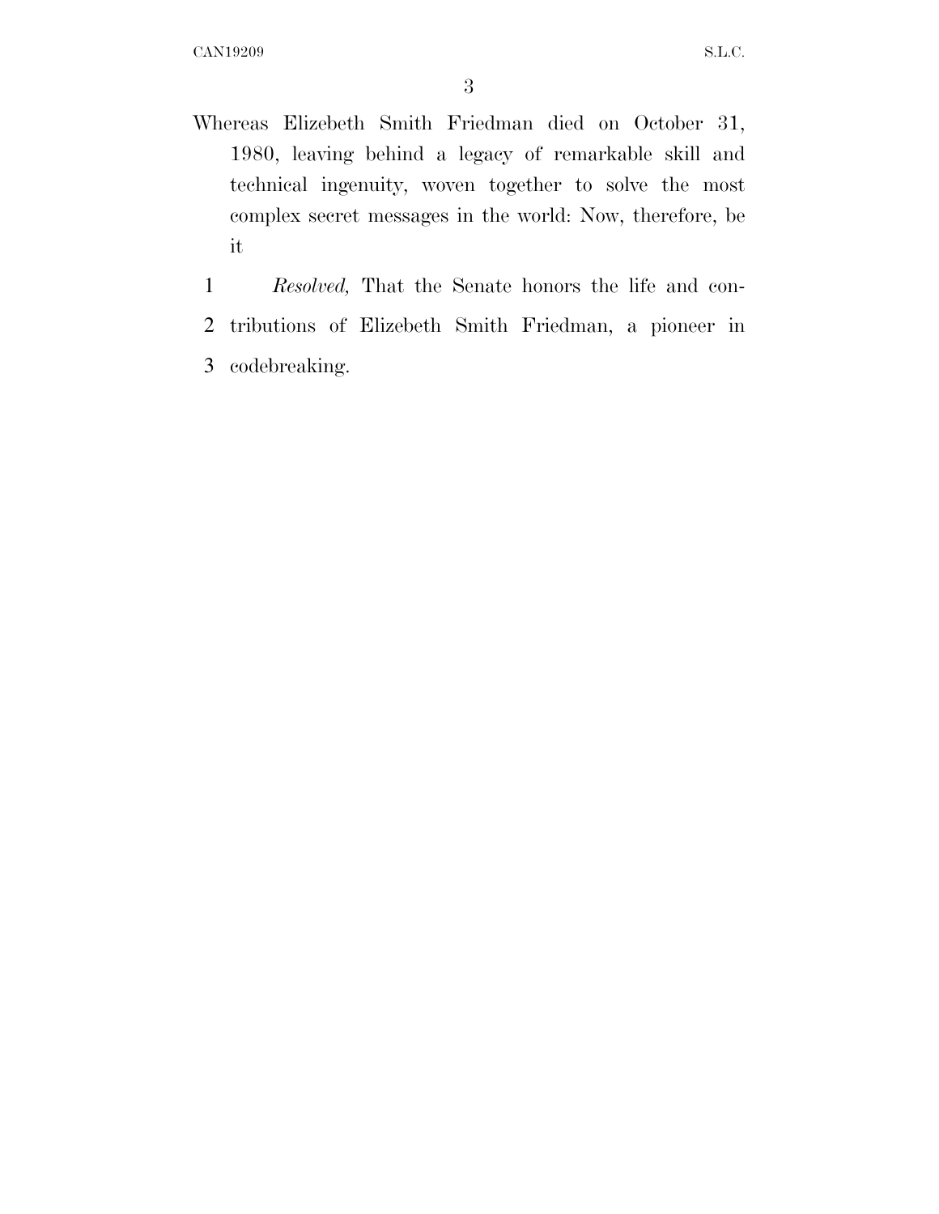Whereas Elizebeth Smith Friedman died on October 31, 1980, leaving behind a legacy of remarkable skill and technical ingenuity, woven together to solve the most complex secret messages in the world: Now, therefore, be it

*Resolved,* That the Senate honors the life and contributions of Elizebeth Smith Friedman, a pioneer in codebreaking.